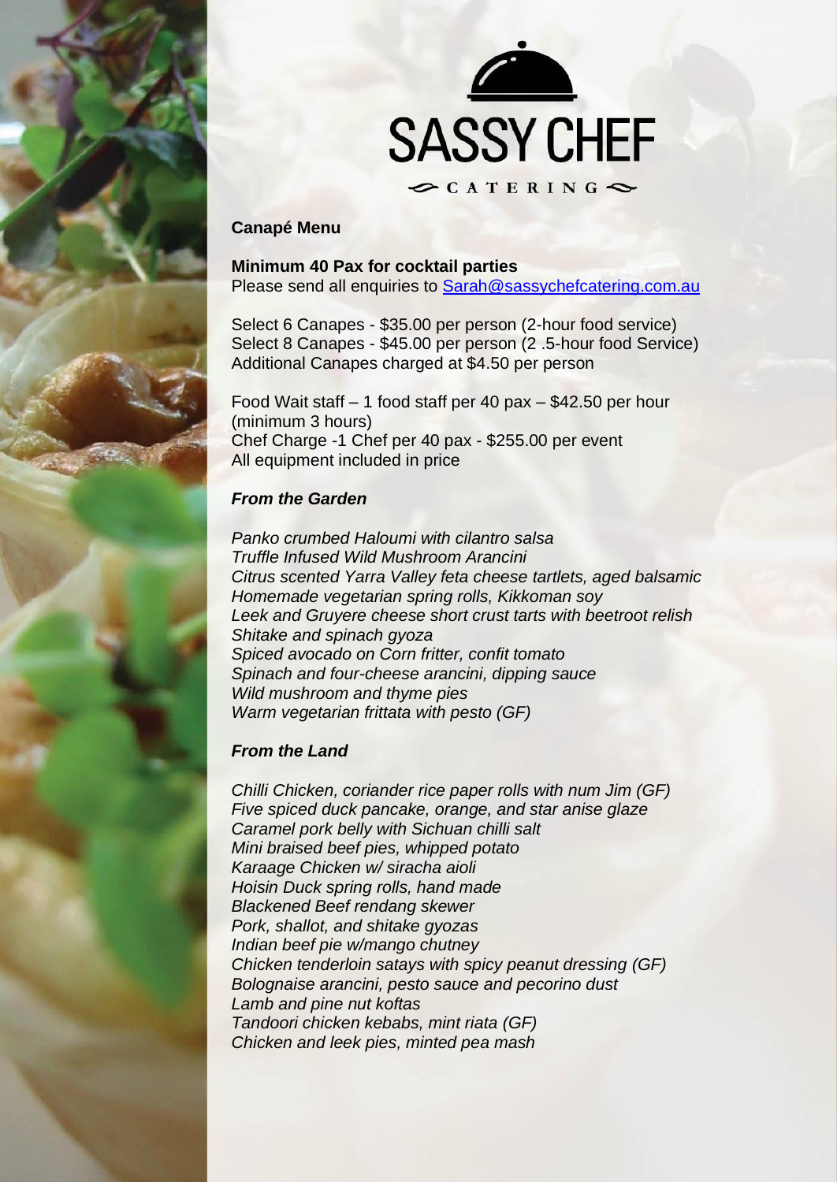# SASSY CHEF

CATERING

**Canapé Menu**

**Minimum 40 Pax for cocktail parties**
Please send all enquiries to [Sarah@sassychefcatering.com.au](mailto:Sarah@sassychefcatering.com.au)

Select 6 Canapes - $35.00 per person (2-hour food service)
Select 8 Canapes - $45.00 per person (2 .5-hour food Service)
Additional Canapes charged at $4.50 per person

Food Wait staff – 1 food staff per 40 pax – $42.50 per hour (minimum 3 hours)
Chef Charge -1 Chef per 40 pax - $255.00 per event
All equipment included in price

***From the Garden***

*Panko crumbed Haloumi with cilantro salsa*
*Truffle Infused Wild Mushroom Arancini*
*Citrus scented Yarra Valley feta cheese tartlets, aged balsamic*
*Homemade vegetarian spring rolls, Kikkoman soy*
*Leek and Gruyere cheese short crust tarts with beetroot relish*
*Shitake and spinach gyoza*
*Spiced avocado on Corn fritter, confit tomato*
*Spinach and four-cheese arancini, dipping sauce*
*Wild mushroom and thyme pies*
*Warm vegetarian frittata with pesto (GF)*

***From the Land***

*Chilli Chicken, coriander rice paper rolls with num Jim (GF)*
*Five spiced duck pancake, orange, and star anise glaze*
*Caramel pork belly with Sichuan chilli salt*
*Mini braised beef pies, whipped potato*
*Karaage Chicken w/ siracha aioli*
*Hoisin Duck spring rolls, hand made*
*Blackened Beef rendang skewer*
*Pork, shallot, and shitake gyozas*
*Indian beef pie w/mango chutney*
*Chicken tenderloin satays with spicy peanut dressing (GF)*
*Bolognaise arancini, pesto sauce and pecorino dust*
*Lamb and pine nut koftas*
*Tandoori chicken kebabs, mint riata (GF)*
*Chicken and leek pies, minted pea mash*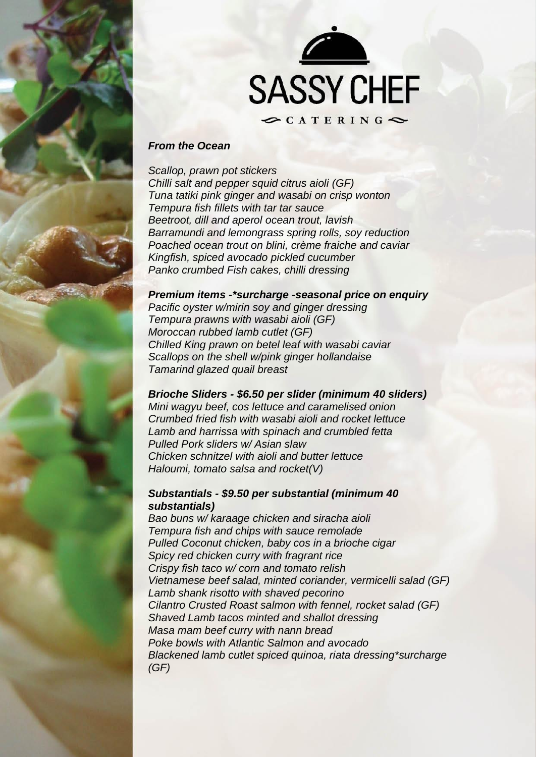# SASSY CHEF

CATERING

***From the Ocean***

*Scallop, prawn pot stickers*
*Chilli salt and pepper squid citrus aioli (GF)*
*Tuna tatiki pink ginger and wasabi on crisp wonton*
*Tempura fish fillets with tar tar sauce*
*Beetroot, dill and aperol ocean trout, lavish*
*Barramundi and lemongrass spring rolls, soy reduction*
*Poached ocean trout on blini, crème fraiche and caviar*
*Kingfish, spiced avocado pickled cucumber*
*Panko crumbed Fish cakes, chilli dressing*

***Premium items -*surcharge -seasonal price on enquiry***
*Pacific oyster w/mirin soy and ginger dressing*
*Tempura prawns with wasabi aioli (GF)*
*Moroccan rubbed lamb cutlet (GF)*
*Chilled King prawn on betel leaf with wasabi caviar*
*Scallops on the shell w/pink ginger hollandaise*
*Tamarind glazed quail breast*

***Brioche Sliders - $6.50 per slider (minimum 40 sliders)***
*Mini wagyu beef, cos lettuce and caramelised onion*
*Crumbed fried fish with wasabi aioli and rocket lettuce*
*Lamb and harrissa with spinach and crumbled fetta*
*Pulled Pork sliders w/ Asian slaw*
*Chicken schnitzel with aioli and butter lettuce*
*Haloumi, tomato salsa and rocket(V)*

***Substantials - $9.50 per substantial (minimum 40 substantials)***
*Bao buns w/ karaage chicken and siracha aioli*
*Tempura fish and chips with sauce remolade*
*Pulled Coconut chicken, baby cos in a brioche cigar*
*Spicy red chicken curry with fragrant rice*
*Crispy fish taco w/ corn and tomato relish*
*Vietnamese beef salad, minted coriander, vermicelli salad (GF)*
*Lamb shank risotto with shaved pecorino*
*Cilantro Crusted Roast salmon with fennel, rocket salad (GF)*
*Shaved Lamb tacos minted and shallot dressing*
*Masa mam beef curry with nann bread*
*Poke bowls with Atlantic Salmon and avocado*
*Blackened lamb cutlet spiced quinoa, riata dressing*surcharge (GF)*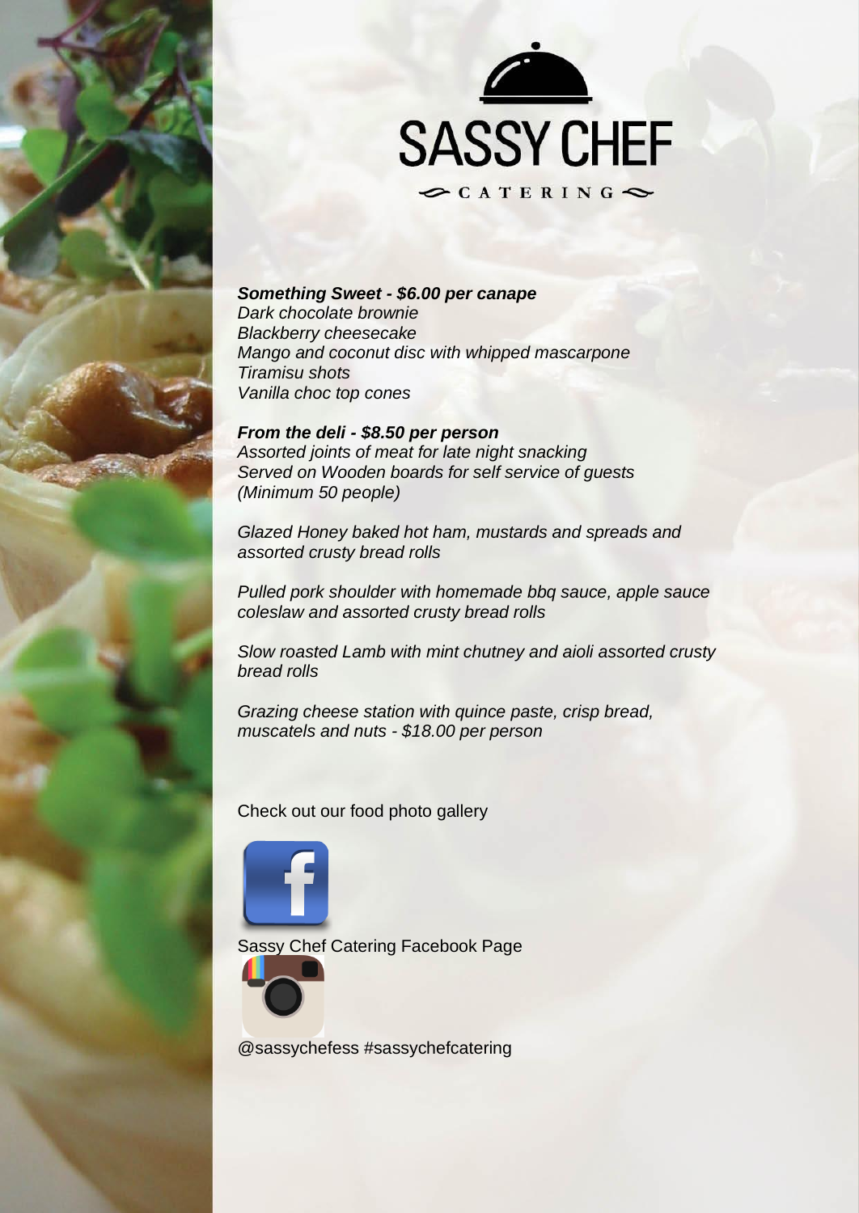# SASSY CHEF

CATERING

***Something Sweet - $6.00 per canape***
*Dark chocolate brownie*
*Blackberry cheesecake*
*Mango and coconut disc with whipped mascarpone*
*Tiramisu shots*
*Vanilla choc top cones*

***From the deli - $8.50 per person***
*Assorted joints of meat for late night snacking*
*Served on Wooden boards for self service of guests*
*(Minimum 50 people)*

*Glazed Honey baked hot ham, mustards and spreads and assorted crusty bread rolls*

*Pulled pork shoulder with homemade bbq sauce, apple sauce coleslaw and assorted crusty bread rolls*

*Slow roasted Lamb with mint chutney and aioli assorted crusty bread rolls*

*Grazing cheese station with quince paste, crisp bread, muscatels and nuts - $18.00 per person*

Check out our food photo gallery

Sassy Chef Catering Facebook Page

@sassychefess #sassychefcatering